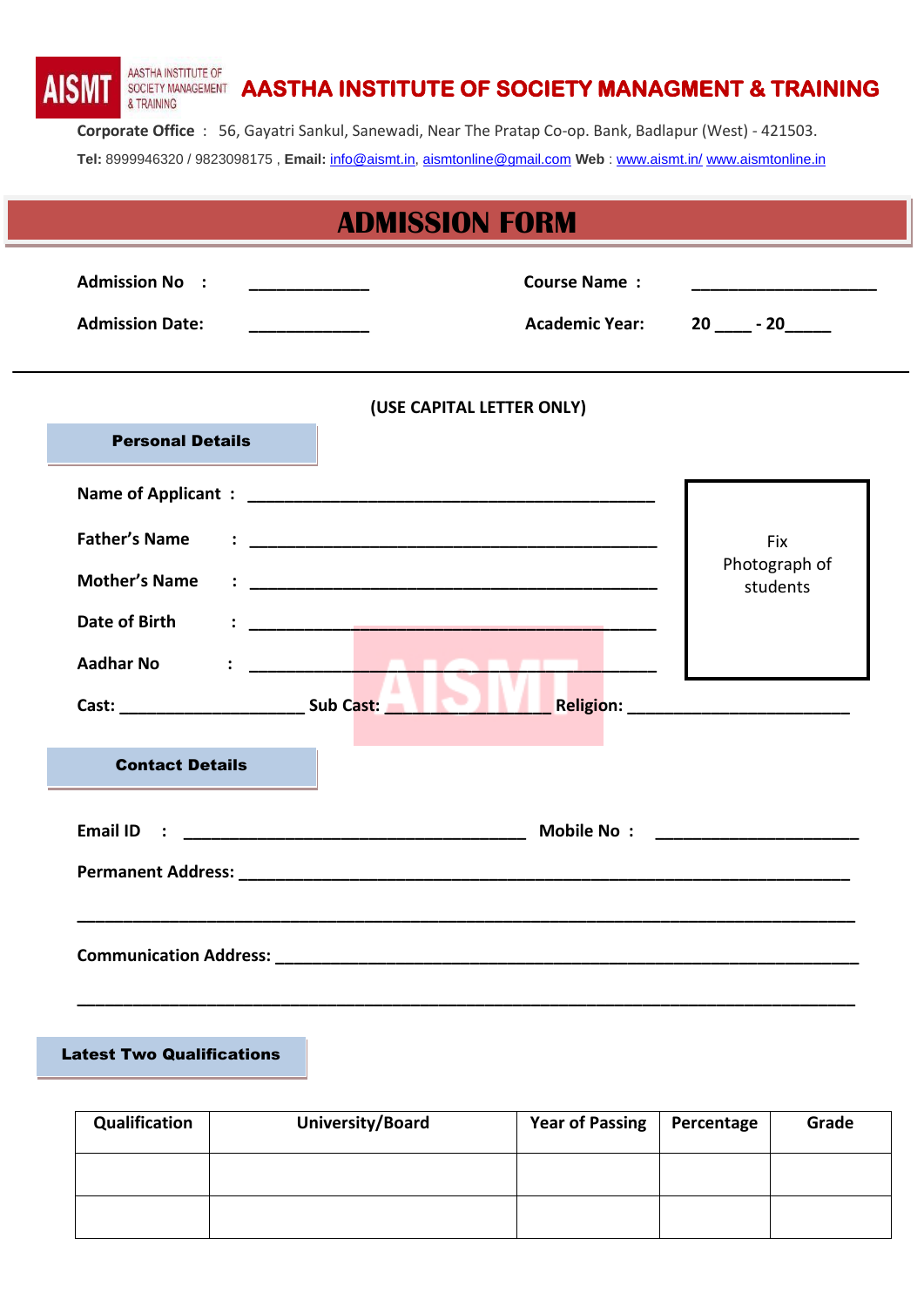AISMT AASTHA INSTITUTE OF SOCIETY MANAGEMENT & TRAINING

# AASTHA INSTITUTE OF SOCIETY MANAGMENT & TRAINING

**Corporate Office** : 56, Gayatri Sankul, Sanewadi, Near The Pratap Co-op. Bank, Badlapur (West) - 421503.

**Tel:** 8999946320 / 9823098175 , **Email:** info@aismt.in, aismtonline@gmail.com **Web** : www.aismt.in/ www.aismtonline.in

## ADMISSION FORM

**Admission No** : _____________ **Course Name** : ____________________

**Admission Date:** _____________ **Academic Year:** 20 ____ - 20_____

---

**(USE CAPITAL LETTER ONLY)**

### Personal Details

**Name of Applicant** : _____________________________________________

**Father's Name** : _____________________________________________

**Mother's Name** : _____________________________________________

**Date of Birth** : _____________________________________________

**Aadhar No** : _____________________________________________

Fix Photograph of students

**Cast:** ____________________ **Sub Cast:** __________________ **Religion:** ________________________

### Contact Details

**Email ID** : ______________________________________ **Mobile No** : ______________________

**Permanent Address:** ___________________________________________________________________

__________________________________________________________________________________

**Communication Address:** _______________________________________________________________

__________________________________________________________________________________

### Latest Two Qualifications

| Qualification | University/Board | Year of Passing | Percentage | Grade |
|---|---|---|---|---|
| | | | | |
| | | | | |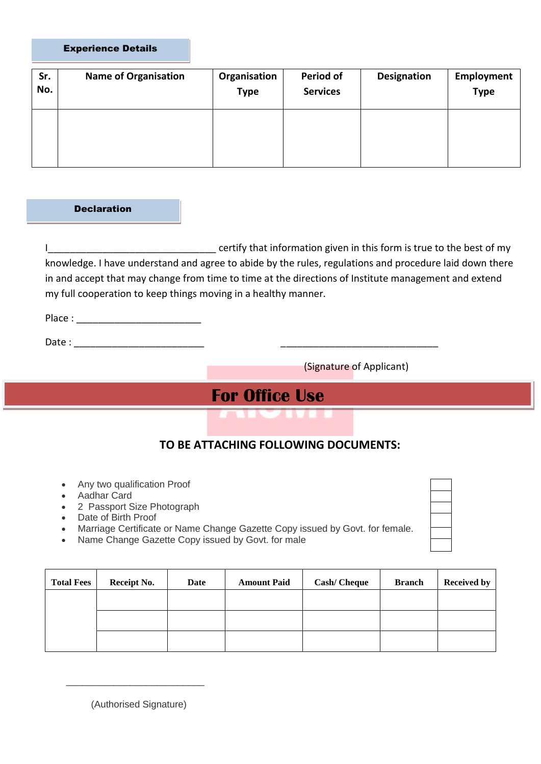## Experience Details

| Sr. No. | Name of Organisation | Organisation Type | Period of Services | Designation | Employment Type |
|---|---|---|---|---|---|
| | | | | | |

## Declaration

I________________________________ certify that information given in this form is true to the best of my knowledge. I have understand and agree to abide by the rules, regulations and procedure laid down there in and accept that may change from time to time at the directions of Institute management and extend my full cooperation to keep things moving in a healthy manner.

Place : ________________________

Date : _________________________ ______________________________

(Signature of Applicant)

# For Office Use

### TO BE ATTACHING FOLLOWING DOCUMENTS:

- Any two qualification Proof ☐
- Aadhar Card ☐
- 2 Passport Size Photograph ☐
- Date of Birth Proof ☐
- Marriage Certificate or Name Change Gazette Copy issued by Govt. for female. ☐
- Name Change Gazette Copy issued by Govt. for male ☐

| Total Fees | Receipt No. | Date | Amount Paid | Cash/ Cheque | Branch | Received by |
|---|---|---|---|---|---|---|
| | | | | | | |
| | | | | | | |
| | | | | | | |

___________________________

(Authorised Signature)